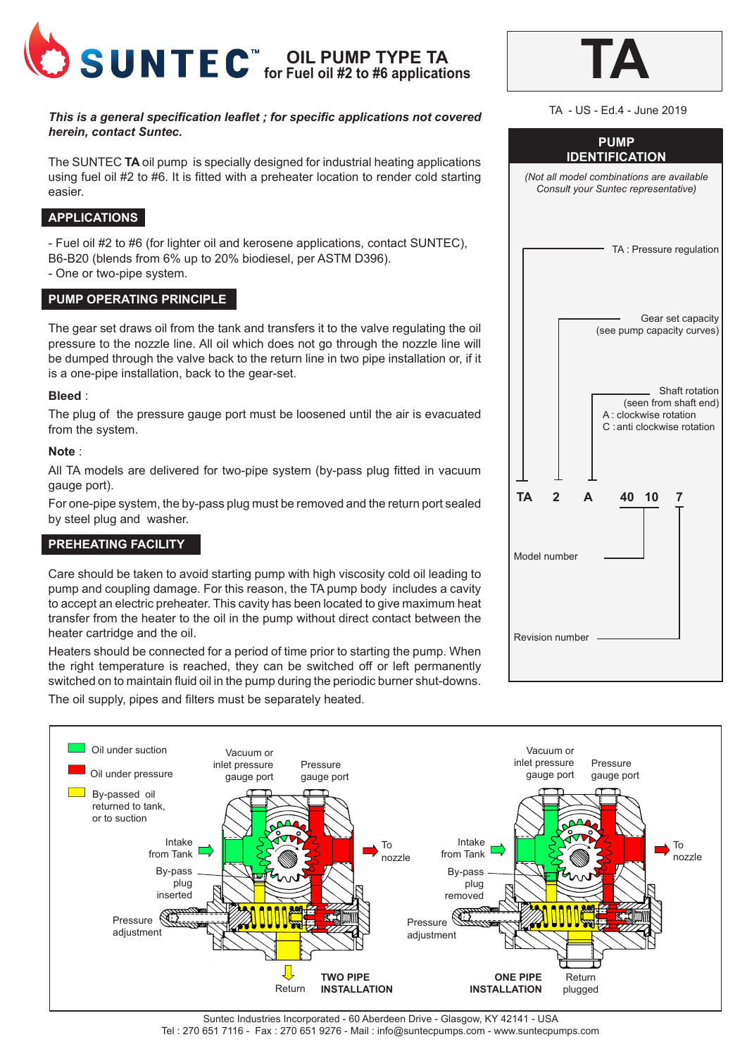# SUNTEC™ OIL PUMP TYPE TA

## for Fuel oil #2 to #6 applications

# TA

TA - US - Ed.4 - June 2019

***This is a general specification leaflet ; for specific applications not covered herein, contact Suntec.***

The SUNTEC **TA** oil pump is specially designed for industrial heating applications using fuel oil #2 to #6. It is fitted with a preheater location to render cold starting easier.

## APPLICATIONS

- Fuel oil #2 to #6 (for lighter oil and kerosene applications, contact SUNTEC), B6-B20 (blends from 6% up to 20% biodiesel, per ASTM D396).
- One or two-pipe system.

## PUMP OPERATING PRINCIPLE

The gear set draws oil from the tank and transfers it to the valve regulating the oil pressure to the nozzle line. All oil which does not go through the nozzle line will be dumped through the valve back to the return line in two pipe installation or, if it is a one-pipe installation, back to the gear-set.

**Bleed** :

The plug of the pressure gauge port must be loosened until the air is evacuated from the system.

**Note** :

All TA models are delivered for two-pipe system (by-pass plug fitted in vacuum gauge port).

For one-pipe system, the by-pass plug must be removed and the return port sealed by steel plug and washer.

## PREHEATING FACILITY

Care should be taken to avoid starting pump with high viscosity cold oil leading to pump and coupling damage. For this reason, the TA pump body includes a cavity to accept an electric preheater. This cavity has been located to give maximum heat transfer from the heater to the oil in the pump without direct contact between the heater cartridge and the oil.

Heaters should be connected for a period of time prior to starting the pump. When the right temperature is reached, they can be switched off or left permanently switched on to maintain fluid oil in the pump during the periodic burner shut-downs.

The oil supply, pipes and filters must be separately heated.

## PUMP IDENTIFICATION

*(Not all model combinations are available Consult your Suntec representative)*

**TA 2 A 40 10 7**

- TA : Pressure regulation
- 2 : Gear set capacity (see pump capacity curves)
- A : Shaft rotation (seen from shaft end)
  - A : clockwise rotation
  - C : anti clockwise rotation
- 40 10 : Model number
- 7 : Revision number

---

- Oil under suction
- Oil under pressure
- By-passed oil returned to tank, or to suction

**TWO PIPE INSTALLATION**: Vacuum or inlet pressure gauge port; Pressure gauge port; Intake from Tank; To nozzle; By-pass plug inserted; Pressure adjustment; Return

**ONE PIPE INSTALLATION**: Vacuum or inlet pressure gauge port; Pressure gauge port; Intake from Tank; To nozzle; By-pass plug removed; Pressure adjustment; Return plugged

Suntec Industries Incorporated - 60 Aberdeen Drive - Glasgow, KY 42141 - USA
Tel : 270 651 7116 - Fax : 270 651 9276 - Mail : info@suntecpumps.com - www.suntecpumps.com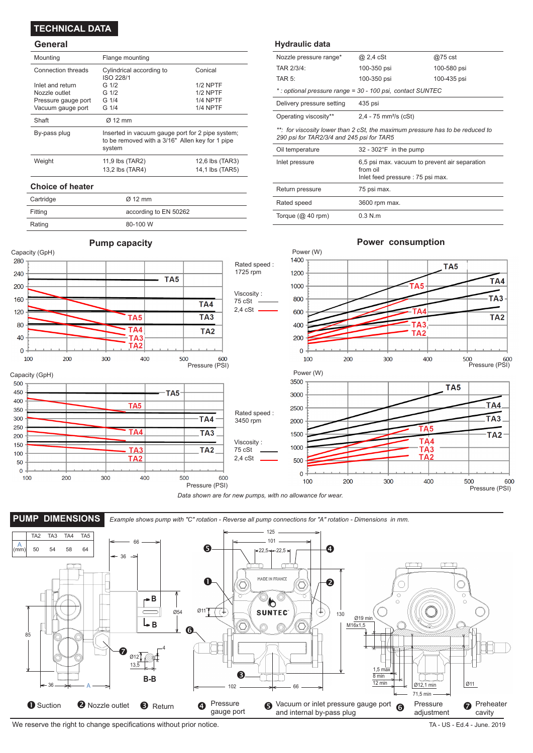# TECHNICAL DATA

## General

| | | |
|---|---|---|
| Mounting | Flange mounting | |
| Connection threads | Cylindrical according to ISO 228/1 | Conical |
| Inlet and return | G 1/2 | 1/2 NPTF |
| Nozzle outlet | G 1/2 | 1/2 NPTF |
| Pressure gauge port | G 1/4 | 1/4 NPTF |
| Vacuum gauge port | G 1/4 | 1/4 NPTF |
| Shaft | Ø 12 mm | |
| By-pass plug | Inserted in vacuum gauge port for 2 pipe system; to be removed with a 3/16" Allen key for 1 pipe system | |
| Weight | 11,9 lbs (TAR2)<br>13,2 lbs (TAR4) | 12,6 lbs (TAR3)<br>14,1 lbs (TAR5) |

## Choice of heater

| | |
|---|---|
| Cartridge | Ø 12 mm |
| Fitting | according to EN 50262 |
| Rating | 80-100 W |

## Hydraulic data

| | | |
|---|---|---|
| Nozzle pressure range* | @ 2,4 cSt | @75 cst |
| TAR 2/3/4: | 100-350 psi | 100-580 psi |
| TAR 5: | 100-350 psi | 100-435 psi |

*\* : optional pressure range = 30 - 100 psi, contact SUNTEC*

| | |
|---|---|
| Delivery pressure setting | 435 psi |
| Operating viscosity** | 2,4 - 75 mm²/s (cSt) |

*\*\*: for viscosity lower than 2 cSt, the maximum pressure has to be reduced to 290 psi for TAR2/3/4 and 245 psi for TAR5*

| | |
|---|---|
| Oil temperature | 32 - 302°F in the pump |
| Inlet pressure | 6,5 psi max. vacuum to prevent air separation from oil<br>Inlet feed pressure : 75 psi max. |
| Return pressure | 75 psi max. |
| Rated speed | 3600 rpm max. |
| Torque (@ 40 rpm) | 0.3 N.m |

## Pump capacity

Capacity (GpH)

Pressure (PSI)

TA5, TA4, TA3, TA2

Rated speed : 1725 rpm

Viscosity : 75 cSt, 2,4 cSt

Capacity (GpH)

Pressure (PSI)

TA5, TA4, TA3, TA2

Rated speed : 3450 rpm

Viscosity : 75 cSt, 2,4 cSt

## Power consumption

Power (W)

Pressure (PSI)

TA5, TA4, TA3, TA2

Power (W)

Pressure (PSI)

TA5, TA4, TA3, TA2

*Data shown are for new pumps, with no allowance for wear.*

# PUMP DIMENSIONS

*Example shows pump with "C" rotation - Reverse all pump connections for "A" rotation - Dimensions in mm.*

| | TA2 | TA3 | TA4 | TA5 |
|---|---|---|---|---|
| A (mm) | 50 | 54 | 58 | 64 |

B-B

MADE IN FRANCE

SUNTEC

1. Suction
2. Nozzle outlet
3. Return
4. Pressure gauge port
5. Vacuum or inlet pressure gauge port and internal by-pass plug
6. Pressure adjustment
7. Preheater cavity

We reserve the right to change specifications without prior notice.

TA - US - Ed.4 - June. 2019